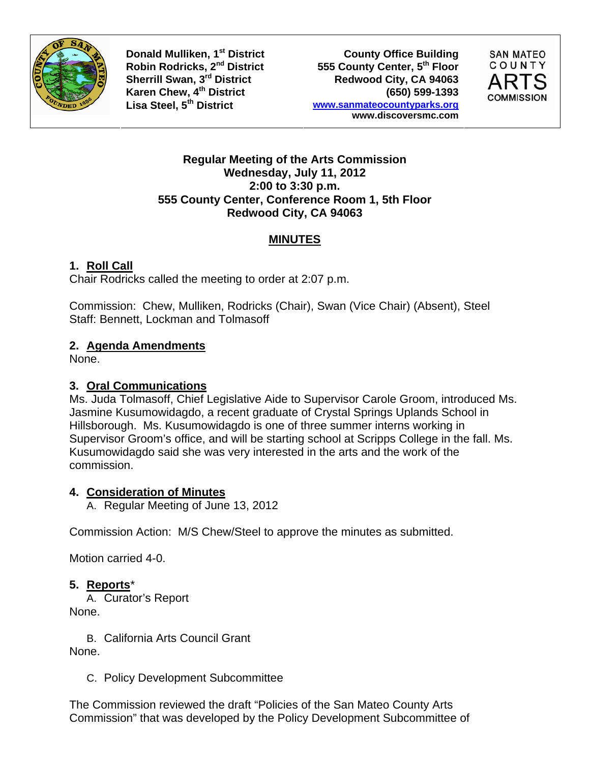Donald Mulliken, 1st District
Robin Rodricks, 2nd District
Sherrill Swan, 3rd District
Karen Chew, 4th District
Lisa Steel, 5th District

County Office Building
555 County Center, 5th Floor
Redwood City, CA 94063
(650) 599-1393
www.sanmateocountyparks.org
www.discoversmc.com

SAN MATEO COUNTY ARTS COMMISSION

**Regular Meeting of the Arts Commission**
**Wednesday, July 11, 2012**
**2:00 to 3:30 p.m.**
**555 County Center, Conference Room 1, 5th Floor**
**Redwood City, CA 94063**

## MINUTES

### 1. Roll Call

Chair Rodricks called the meeting to order at 2:07 p.m.

Commission: Chew, Mulliken, Rodricks (Chair), Swan (Vice Chair) (Absent), Steel
Staff: Bennett, Lockman and Tolmasoff

### 2. Agenda Amendments

None.

### 3. Oral Communications

Ms. Juda Tolmasoff, Chief Legislative Aide to Supervisor Carole Groom, introduced Ms. Jasmine Kusumowidagdo, a recent graduate of Crystal Springs Uplands School in Hillsborough. Ms. Kusumowidagdo is one of three summer interns working in Supervisor Groom's office, and will be starting school at Scripps College in the fall. Ms. Kusumowidagdo said she was very interested in the arts and the work of the commission.

### 4. Consideration of Minutes

A. Regular Meeting of June 13, 2012

Commission Action: M/S Chew/Steel to approve the minutes as submitted.

Motion carried 4-0.

### 5. Reports*

A. Curator's Report

None.

B. California Arts Council Grant

None.

C. Policy Development Subcommittee

The Commission reviewed the draft "Policies of the San Mateo County Arts Commission" that was developed by the Policy Development Subcommittee of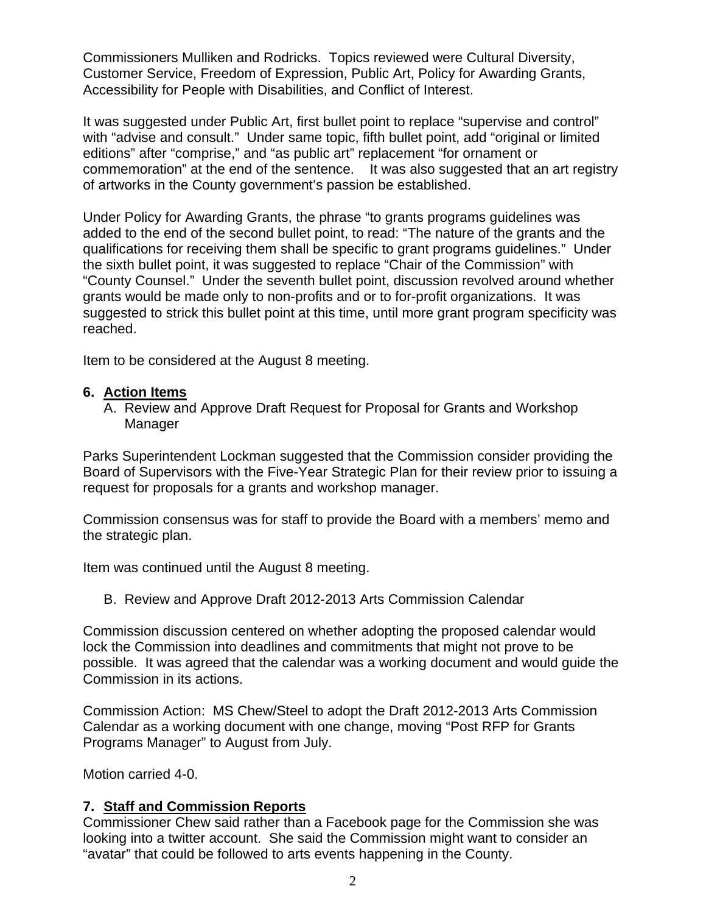Commissioners Mulliken and Rodricks. Topics reviewed were Cultural Diversity, Customer Service, Freedom of Expression, Public Art, Policy for Awarding Grants, Accessibility for People with Disabilities, and Conflict of Interest.

It was suggested under Public Art, first bullet point to replace "supervise and control" with "advise and consult." Under same topic, fifth bullet point, add "original or limited editions" after "comprise," and "as public art" replacement "for ornament or commemoration" at the end of the sentence. It was also suggested that an art registry of artworks in the County government's passion be established.

Under Policy for Awarding Grants, the phrase "to grants programs guidelines was added to the end of the second bullet point, to read: "The nature of the grants and the qualifications for receiving them shall be specific to grant programs guidelines." Under the sixth bullet point, it was suggested to replace "Chair of the Commission" with "County Counsel." Under the seventh bullet point, discussion revolved around whether grants would be made only to non-profits and or to for-profit organizations. It was suggested to strick this bullet point at this time, until more grant program specificity was reached.

Item to be considered at the August 8 meeting.

**6. Action Items**

A. Review and Approve Draft Request for Proposal for Grants and Workshop Manager

Parks Superintendent Lockman suggested that the Commission consider providing the Board of Supervisors with the Five-Year Strategic Plan for their review prior to issuing a request for proposals for a grants and workshop manager.

Commission consensus was for staff to provide the Board with a members' memo and the strategic plan.

Item was continued until the August 8 meeting.

B. Review and Approve Draft 2012-2013 Arts Commission Calendar

Commission discussion centered on whether adopting the proposed calendar would lock the Commission into deadlines and commitments that might not prove to be possible. It was agreed that the calendar was a working document and would guide the Commission in its actions.

Commission Action: MS Chew/Steel to adopt the Draft 2012-2013 Arts Commission Calendar as a working document with one change, moving "Post RFP for Grants Programs Manager" to August from July.

Motion carried 4-0.

**7. Staff and Commission Reports**

Commissioner Chew said rather than a Facebook page for the Commission she was looking into a twitter account. She said the Commission might want to consider an "avatar" that could be followed to arts events happening in the County.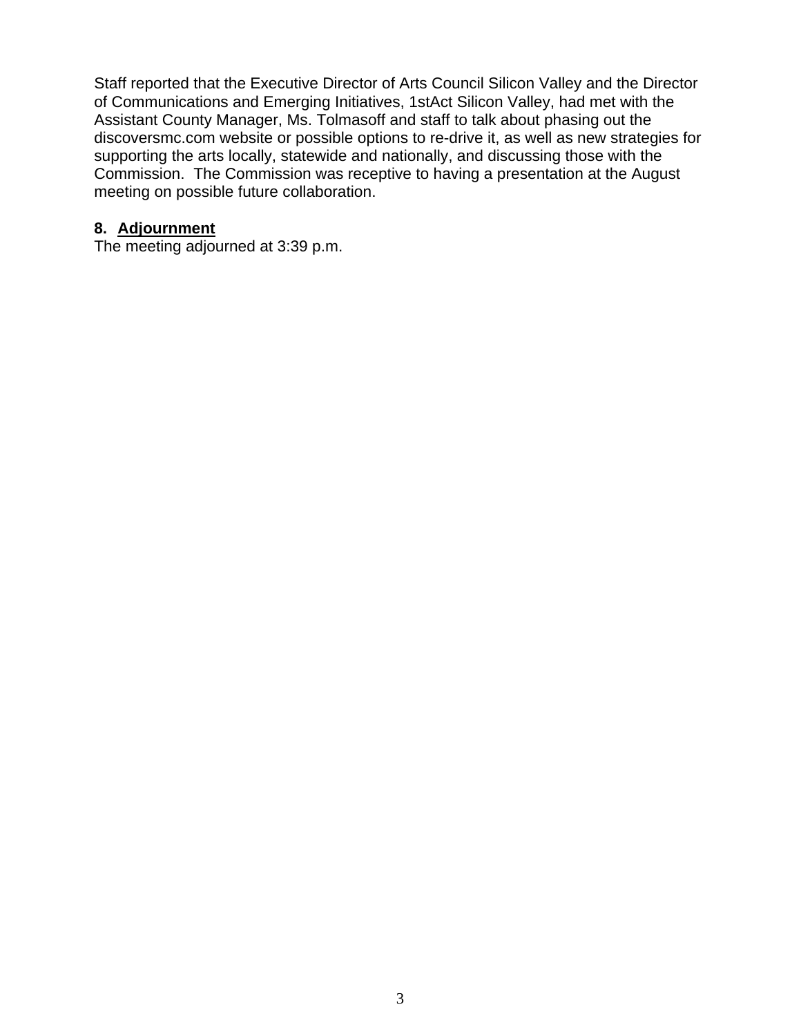Staff reported that the Executive Director of Arts Council Silicon Valley and the Director of Communications and Emerging Initiatives, 1stAct Silicon Valley, had met with the Assistant County Manager, Ms. Tolmasoff and staff to talk about phasing out the discoversmc.com website or possible options to re-drive it, as well as new strategies for supporting the arts locally, statewide and nationally, and discussing those with the Commission. The Commission was receptive to having a presentation at the August meeting on possible future collaboration.

**8. Adjournment**

The meeting adjourned at 3:39 p.m.